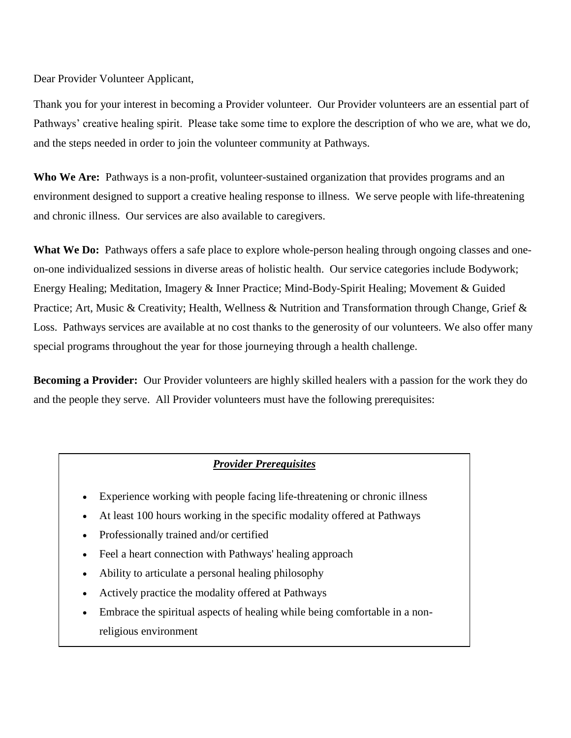Dear Provider Volunteer Applicant,

Thank you for your interest in becoming a Provider volunteer. Our Provider volunteers are an essential part of Pathways' creative healing spirit. Please take some time to explore the description of who we are, what we do, and the steps needed in order to join the volunteer community at Pathways.

**Who We Are:** Pathways is a non-profit, volunteer-sustained organization that provides programs and an environment designed to support a creative healing response to illness. We serve people with life-threatening and chronic illness. Our services are also available to caregivers.

**What We Do:** Pathways offers a safe place to explore whole-person healing through ongoing classes and one-on-one individualized sessions in diverse areas of holistic health. Our service categories include Bodywork; Energy Healing; Meditation, Imagery & Inner Practice; Mind-Body-Spirit Healing; Movement & Guided Practice; Art, Music & Creativity; Health, Wellness & Nutrition and Transformation through Change, Grief & Loss. Pathways services are available at no cost thanks to the generosity of our volunteers. We also offer many special programs throughout the year for those journeying through a health challenge.

**Becoming a Provider:** Our Provider volunteers are highly skilled healers with a passion for the work they do and the people they serve. All Provider volunteers must have the following prerequisites:

***Provider Prerequisites***

- Experience working with people facing life-threatening or chronic illness
- At least 100 hours working in the specific modality offered at Pathways
- Professionally trained and/or certified
- Feel a heart connection with Pathways' healing approach
- Ability to articulate a personal healing philosophy
- Actively practice the modality offered at Pathways
- Embrace the spiritual aspects of healing while being comfortable in a non-religious environment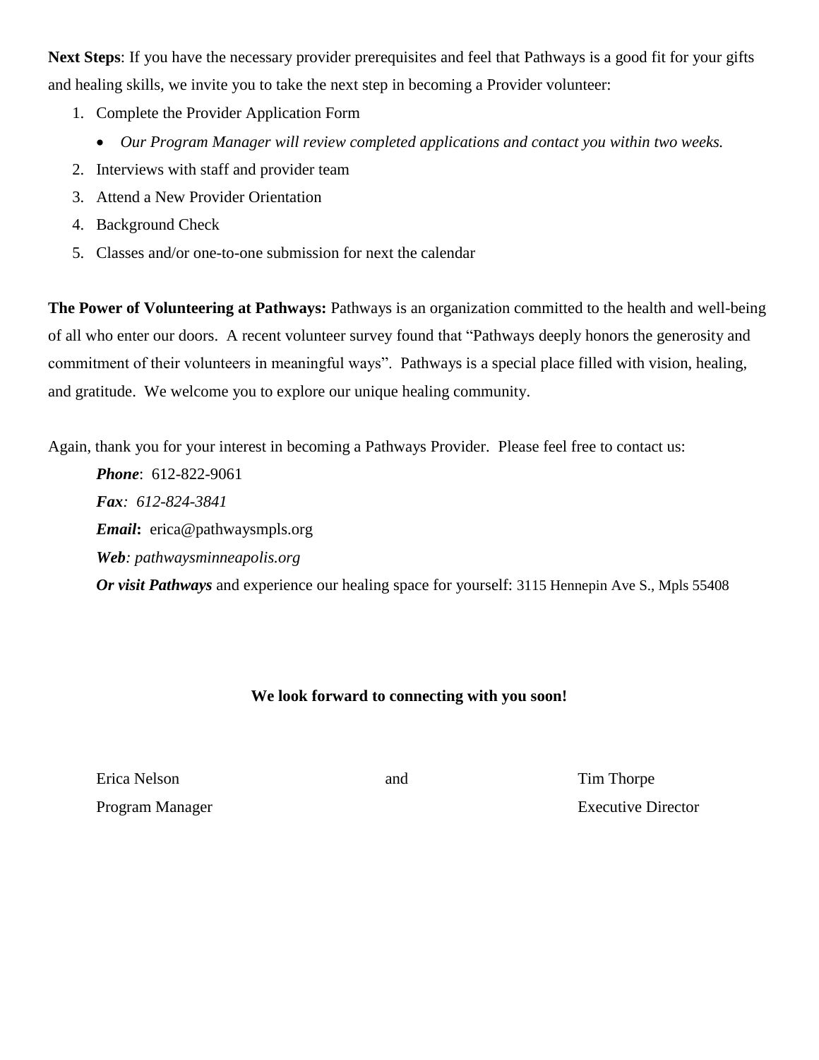**Next Steps**: If you have the necessary provider prerequisites and feel that Pathways is a good fit for your gifts and healing skills, we invite you to take the next step in becoming a Provider volunteer:

1. Complete the Provider Application Form
   - *Our Program Manager will review completed applications and contact you within two weeks.*
2. Interviews with staff and provider team
3. Attend a New Provider Orientation
4. Background Check
5. Classes and/or one-to-one submission for next the calendar

**The Power of Volunteering at Pathways:** Pathways is an organization committed to the health and well-being of all who enter our doors. A recent volunteer survey found that "Pathways deeply honors the generosity and commitment of their volunteers in meaningful ways". Pathways is a special place filled with vision, healing, and gratitude. We welcome you to explore our unique healing community.

Again, thank you for your interest in becoming a Pathways Provider. Please feel free to contact us:

***Phone***: 612-822-9061
***Fax****: 612-824-3841*
***Email*****:** erica@pathwaysmpls.org
***Web****: pathwaysminneapolis.org*
***Or visit Pathways*** and experience our healing space for yourself: 3115 Hennepin Ave S., Mpls 55408

**We look forward to connecting with you soon!**

Erica Nelson and Tim Thorpe
Program Manager Executive Director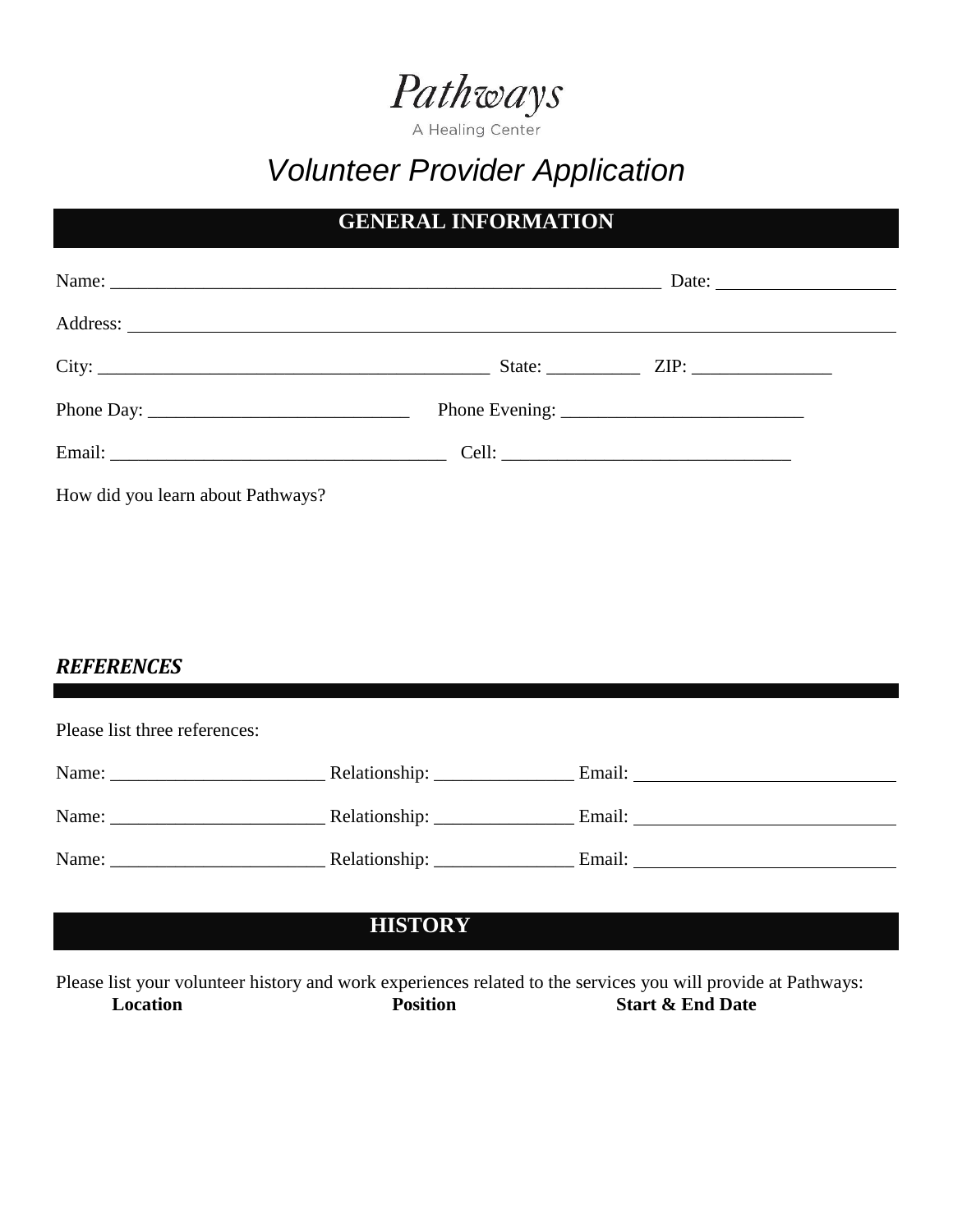# Pathways

A Healing Center

## *Volunteer Provider Application*

## GENERAL INFORMATION

Name: ______________________________________________________________ Date: ____________________

Address: ____________________________________________________________________________________

City: ___________________________________________ State: __________ ZIP: _______________

Phone Day: ____________________________ Phone Evening: __________________________

Email: _____________________________________ Cell: _______________________________

How did you learn about Pathways?

## ***REFERENCES***

Please list three references:

Name: _______________________ Relationship: _______________ Email: ____________________________

Name: _______________________ Relationship: _______________ Email: ____________________________

Name: _______________________ Relationship: _______________ Email: ____________________________

## HISTORY

Please list your volunteer history and work experiences related to the services you will provide at Pathways:

| **Location** | **Position** | **Start & End Date** |
| --- | --- | --- |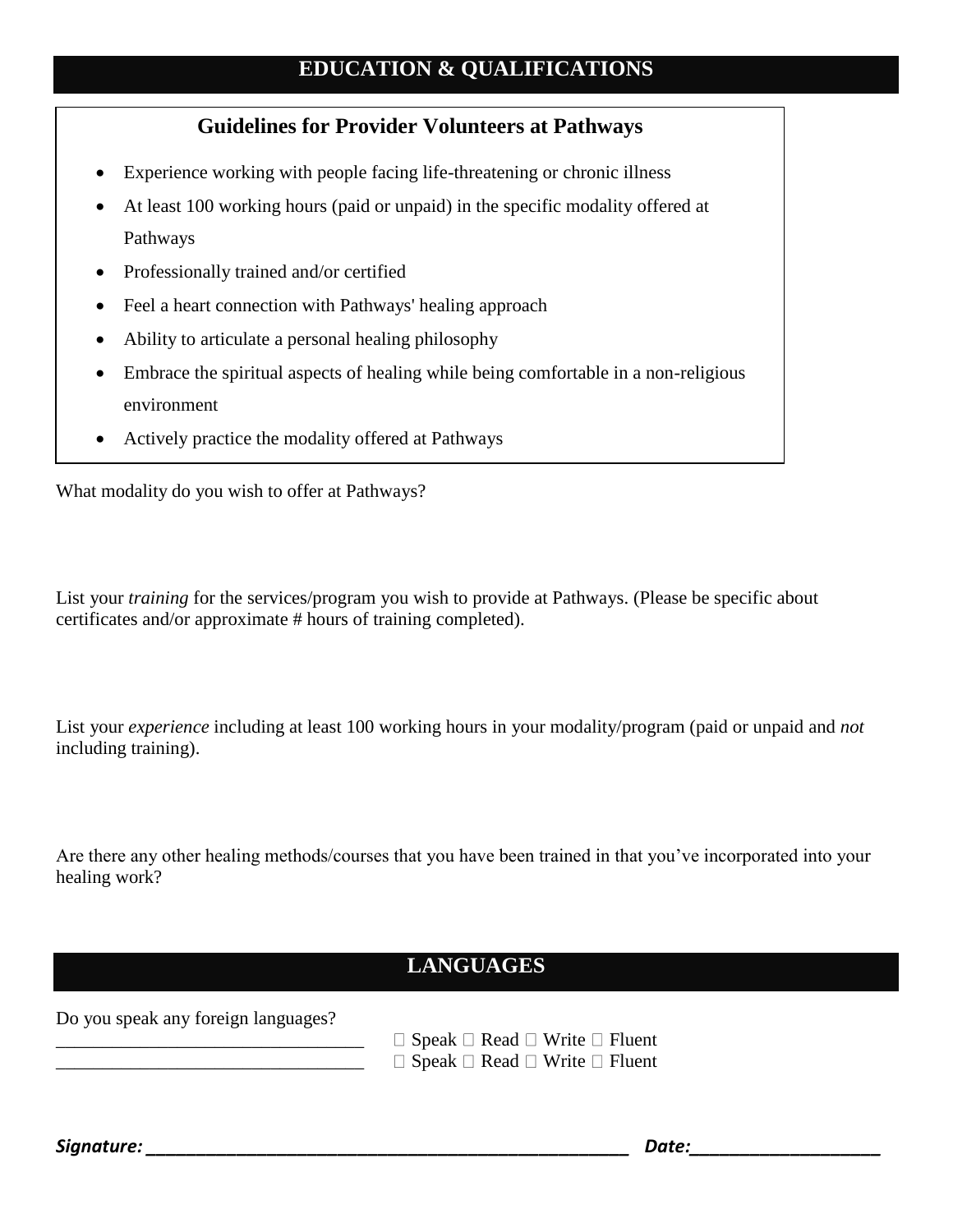## EDUCATION & QUALIFICATIONS

### Guidelines for Provider Volunteers at Pathways

- Experience working with people facing life-threatening or chronic illness
- At least 100 working hours (paid or unpaid) in the specific modality offered at Pathways
- Professionally trained and/or certified
- Feel a heart connection with Pathways' healing approach
- Ability to articulate a personal healing philosophy
- Embrace the spiritual aspects of healing while being comfortable in a non-religious environment
- Actively practice the modality offered at Pathways

What modality do you wish to offer at Pathways?

List your *training* for the services/program you wish to provide at Pathways. (Please be specific about certificates and/or approximate # hours of training completed).

List your *experience* including at least 100 working hours in your modality/program (paid or unpaid and *not* including training).

Are there any other healing methods/courses that you have been trained in that you've incorporated into your healing work?

## LANGUAGES

Do you speak any foreign languages?

_________________________________ ☐ Speak ☐ Read ☐ Write ☐ Fluent

_________________________________ ☐ Speak ☐ Read ☐ Write ☐ Fluent

***Signature:*** _____________________________________________________ ***Date:***____________________